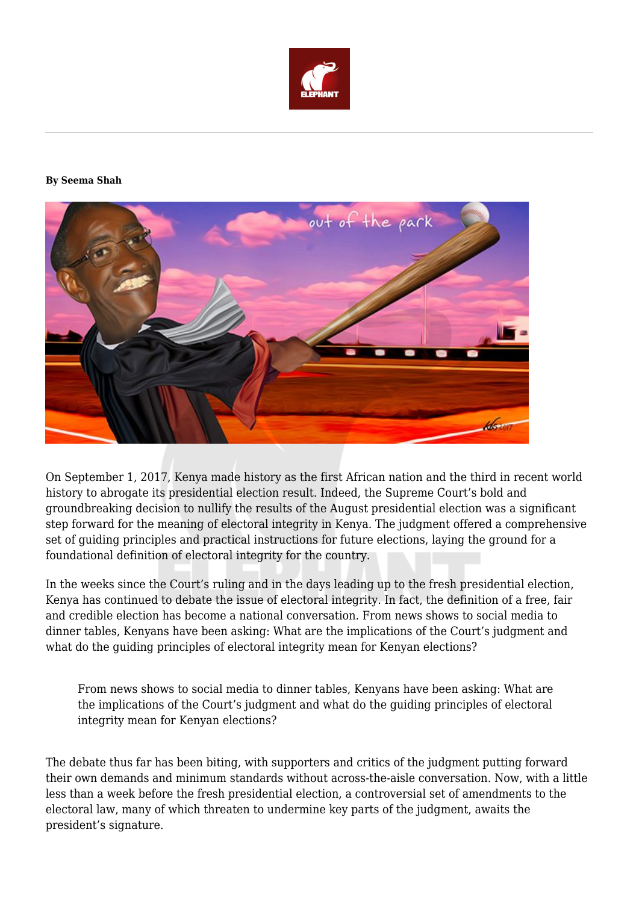**By Seema Shah**

On September 1, 2017, Kenya made history as the first African nation and the third in recent world history to abrogate its presidential election result. Indeed, the Supreme Court's bold and groundbreaking decision to nullify the results of the August presidential election was a significant step forward for the meaning of electoral integrity in Kenya. The judgment offered a comprehensive set of guiding principles and practical instructions for future elections, laying the ground for a foundational definition of electoral integrity for the country.

In the weeks since the Court's ruling and in the days leading up to the fresh presidential election, Kenya has continued to debate the issue of electoral integrity. In fact, the definition of a free, fair and credible election has become a national conversation. From news shows to social media to dinner tables, Kenyans have been asking: What are the implications of the Court's judgment and what do the guiding principles of electoral integrity mean for Kenyan elections?

> From news shows to social media to dinner tables, Kenyans have been asking: What are the implications of the Court's judgment and what do the guiding principles of electoral integrity mean for Kenyan elections?

The debate thus far has been biting, with supporters and critics of the judgment putting forward their own demands and minimum standards without across-the-aisle conversation. Now, with a little less than a week before the fresh presidential election, a controversial set of amendments to the electoral law, many of which threaten to undermine key parts of the judgment, awaits the president's signature.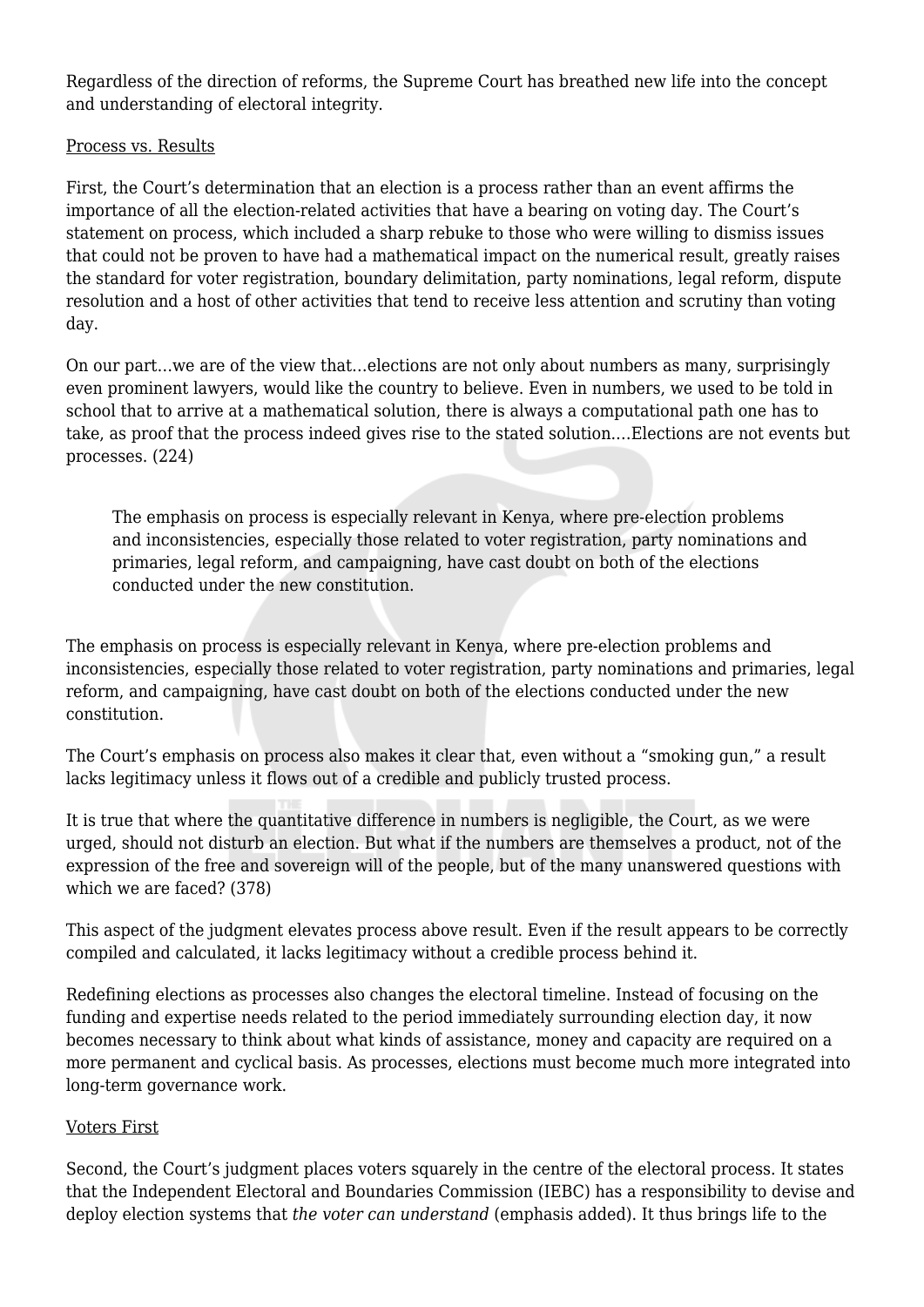Regardless of the direction of reforms, the Supreme Court has breathed new life into the concept and understanding of electoral integrity.

Process vs. Results

First, the Court's determination that an election is a process rather than an event affirms the importance of all the election-related activities that have a bearing on voting day. The Court's statement on process, which included a sharp rebuke to those who were willing to dismiss issues that could not be proven to have had a mathematical impact on the numerical result, greatly raises the standard for voter registration, boundary delimitation, party nominations, legal reform, dispute resolution and a host of other activities that tend to receive less attention and scrutiny than voting day.

On our part…we are of the view that…elections are not only about numbers as many, surprisingly even prominent lawyers, would like the country to believe. Even in numbers, we used to be told in school that to arrive at a mathematical solution, there is always a computational path one has to take, as proof that the process indeed gives rise to the stated solution….Elections are not events but processes. (224)

> The emphasis on process is especially relevant in Kenya, where pre-election problems and inconsistencies, especially those related to voter registration, party nominations and primaries, legal reform, and campaigning, have cast doubt on both of the elections conducted under the new constitution.

The emphasis on process is especially relevant in Kenya, where pre-election problems and inconsistencies, especially those related to voter registration, party nominations and primaries, legal reform, and campaigning, have cast doubt on both of the elections conducted under the new constitution.

The Court's emphasis on process also makes it clear that, even without a "smoking gun," a result lacks legitimacy unless it flows out of a credible and publicly trusted process.

It is true that where the quantitative difference in numbers is negligible, the Court, as we were urged, should not disturb an election. But what if the numbers are themselves a product, not of the expression of the free and sovereign will of the people, but of the many unanswered questions with which we are faced? (378)

This aspect of the judgment elevates process above result. Even if the result appears to be correctly compiled and calculated, it lacks legitimacy without a credible process behind it.

Redefining elections as processes also changes the electoral timeline. Instead of focusing on the funding and expertise needs related to the period immediately surrounding election day, it now becomes necessary to think about what kinds of assistance, money and capacity are required on a more permanent and cyclical basis. As processes, elections must become much more integrated into long-term governance work.

Voters First

Second, the Court's judgment places voters squarely in the centre of the electoral process. It states that the Independent Electoral and Boundaries Commission (IEBC) has a responsibility to devise and deploy election systems that *the voter can understand* (emphasis added). It thus brings life to the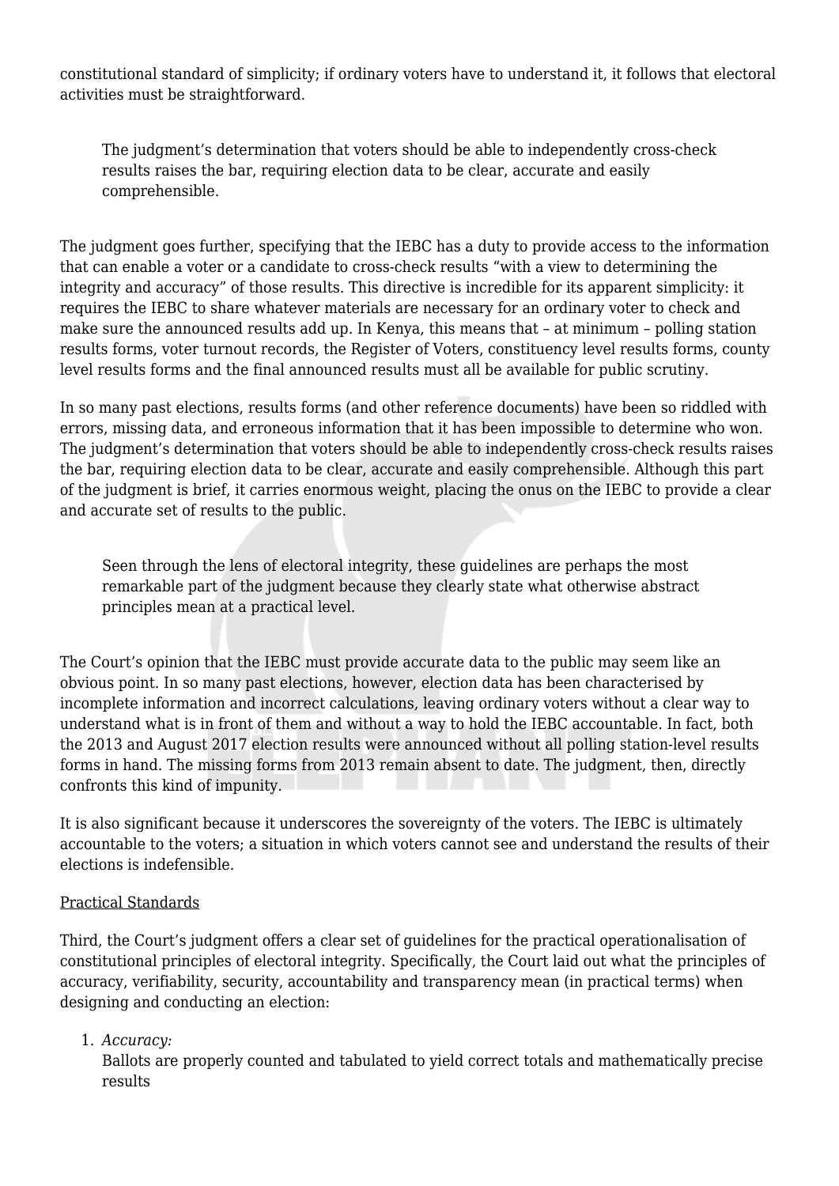constitutional standard of simplicity; if ordinary voters have to understand it, it follows that electoral activities must be straightforward.

> The judgment's determination that voters should be able to independently cross-check results raises the bar, requiring election data to be clear, accurate and easily comprehensible.

The judgment goes further, specifying that the IEBC has a duty to provide access to the information that can enable a voter or a candidate to cross-check results "with a view to determining the integrity and accuracy" of those results. This directive is incredible for its apparent simplicity: it requires the IEBC to share whatever materials are necessary for an ordinary voter to check and make sure the announced results add up. In Kenya, this means that – at minimum – polling station results forms, voter turnout records, the Register of Voters, constituency level results forms, county level results forms and the final announced results must all be available for public scrutiny.

In so many past elections, results forms (and other reference documents) have been so riddled with errors, missing data, and erroneous information that it has been impossible to determine who won. The judgment's determination that voters should be able to independently cross-check results raises the bar, requiring election data to be clear, accurate and easily comprehensible. Although this part of the judgment is brief, it carries enormous weight, placing the onus on the IEBC to provide a clear and accurate set of results to the public.

> Seen through the lens of electoral integrity, these guidelines are perhaps the most remarkable part of the judgment because they clearly state what otherwise abstract principles mean at a practical level.

The Court's opinion that the IEBC must provide accurate data to the public may seem like an obvious point. In so many past elections, however, election data has been characterised by incomplete information and incorrect calculations, leaving ordinary voters without a clear way to understand what is in front of them and without a way to hold the IEBC accountable. In fact, both the 2013 and August 2017 election results were announced without all polling station-level results forms in hand. The missing forms from 2013 remain absent to date. The judgment, then, directly confronts this kind of impunity.

It is also significant because it underscores the sovereignty of the voters. The IEBC is ultimately accountable to the voters; a situation in which voters cannot see and understand the results of their elections is indefensible.

Practical Standards

Third, the Court's judgment offers a clear set of guidelines for the practical operationalisation of constitutional principles of electoral integrity. Specifically, the Court laid out what the principles of accuracy, verifiability, security, accountability and transparency mean (in practical terms) when designing and conducting an election:

1. *Accuracy:*
   Ballots are properly counted and tabulated to yield correct totals and mathematically precise results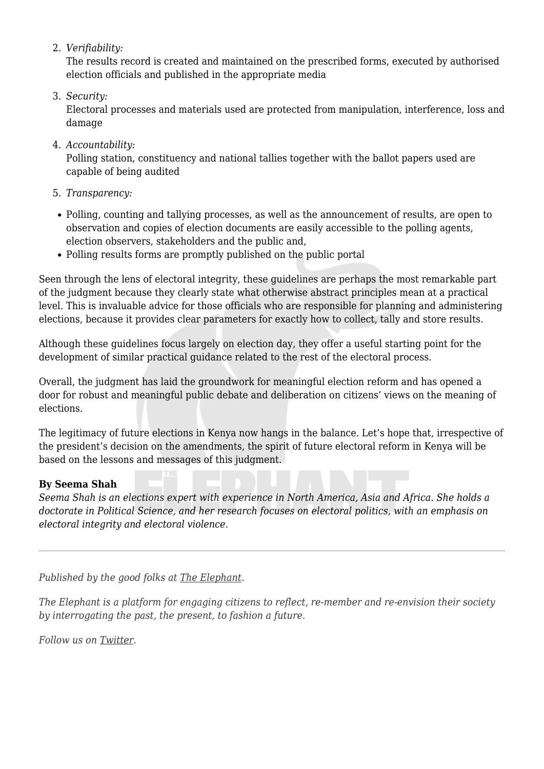2. *Verifiability:*
   The results record is created and maintained on the prescribed forms, executed by authorised election officials and published in the appropriate media
3. *Security:*
   Electoral processes and materials used are protected from manipulation, interference, loss and damage
4. *Accountability:*
   Polling station, constituency and national tallies together with the ballot papers used are capable of being audited
5. *Transparency:*

- Polling, counting and tallying processes, as well as the announcement of results, are open to observation and copies of election documents are easily accessible to the polling agents, election observers, stakeholders and the public and,
- Polling results forms are promptly published on the public portal

Seen through the lens of electoral integrity, these guidelines are perhaps the most remarkable part of the judgment because they clearly state what otherwise abstract principles mean at a practical level. This is invaluable advice for those officials who are responsible for planning and administering elections, because it provides clear parameters for exactly how to collect, tally and store results.

Although these guidelines focus largely on election day, they offer a useful starting point for the development of similar practical guidance related to the rest of the electoral process.

Overall, the judgment has laid the groundwork for meaningful election reform and has opened a door for robust and meaningful public debate and deliberation on citizens' views on the meaning of elections.

The legitimacy of future elections in Kenya now hangs in the balance. Let's hope that, irrespective of the president's decision on the amendments, the spirit of future electoral reform in Kenya will be based on the lessons and messages of this judgment.

**By Seema Shah**
*Seema Shah is an elections expert with experience in North America, Asia and Africa. She holds a doctorate in Political Science, and her research focuses on electoral politics, with an emphasis on electoral integrity and electoral violence.*

---

*Published by the good folks at The Elephant.*

*The Elephant is a platform for engaging citizens to reflect, re-member and re-envision their society by interrogating the past, the present, to fashion a future.*

*Follow us on Twitter.*